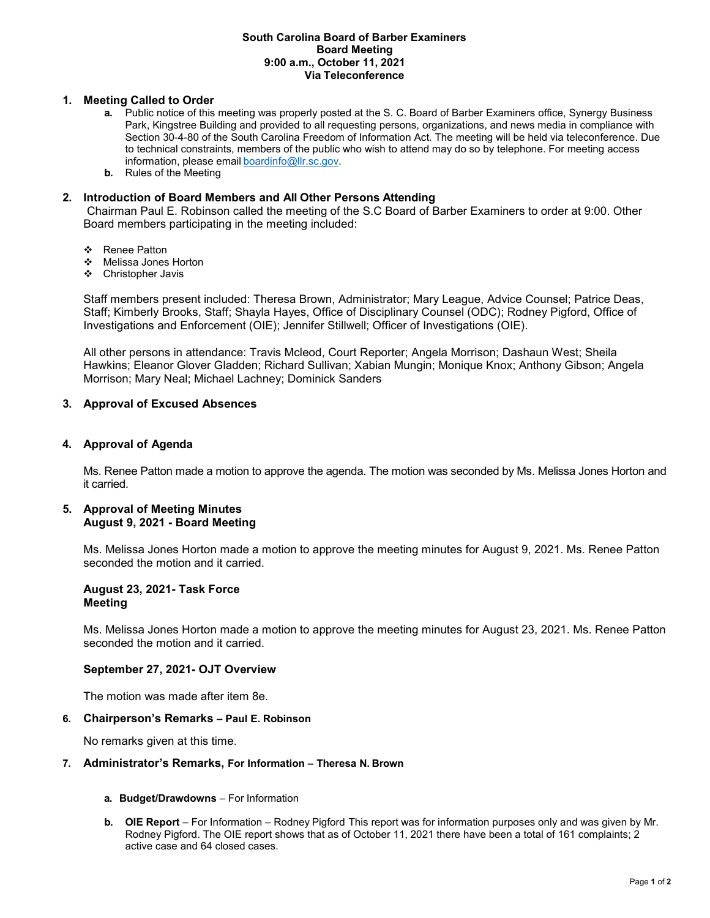**South Carolina Board of Barber Examiners**
**Board Meeting**
**9:00 a.m., October 11, 2021**
**Via Teleconference**

## 1. Meeting Called to Order

- **a.** Public notice of this meeting was properly posted at the S. C. Board of Barber Examiners office, Synergy Business Park, Kingstree Building and provided to all requesting persons, organizations, and news media in compliance with Section 30-4-80 of the South Carolina Freedom of Information Act. The meeting will be held via teleconference. Due to technical constraints, members of the public who wish to attend may do so by telephone. For meeting access information, please email boardinfo@llr.sc.gov.
- **b.** Rules of the Meeting

## 2. Introduction of Board Members and All Other Persons Attending

Chairman Paul E. Robinson called the meeting of the S.C Board of Barber Examiners to order at 9:00. Other Board members participating in the meeting included:

- Renee Patton
- Melissa Jones Horton
- Christopher Javis

Staff members present included: Theresa Brown, Administrator; Mary League, Advice Counsel; Patrice Deas, Staff; Kimberly Brooks, Staff; Shayla Hayes, Office of Disciplinary Counsel (ODC); Rodney Pigford, Office of Investigations and Enforcement (OIE); Jennifer Stillwell; Officer of Investigations (OIE).

All other persons in attendance: Travis Mcleod, Court Reporter; Angela Morrison; Dashaun West; Sheila Hawkins; Eleanor Glover Gladden; Richard Sullivan; Xabian Mungin; Monique Knox; Anthony Gibson; Angela Morrison; Mary Neal; Michael Lachney; Dominick Sanders

## 3. Approval of Excused Absences

## 4. Approval of Agenda

Ms. Renee Patton made a motion to approve the agenda. The motion was seconded by Ms. Melissa Jones Horton and it carried.

## 5. Approval of Meeting Minutes

**August 9, 2021 - Board Meeting**

Ms. Melissa Jones Horton made a motion to approve the meeting minutes for August 9, 2021. Ms. Renee Patton seconded the motion and it carried.

**August 23, 2021- Task Force Meeting**

Ms. Melissa Jones Horton made a motion to approve the meeting minutes for August 23, 2021. Ms. Renee Patton seconded the motion and it carried.

**September 27, 2021- OJT Overview**

The motion was made after item 8e.

## 6. Chairperson's Remarks – Paul E. Robinson

No remarks given at this time.

## 7. Administrator's Remarks, For Information – Theresa N. Brown

- **a. Budget/Drawdowns** – For Information
- **b. OIE Report** – For Information – Rodney Pigford This report was for information purposes only and was given by Mr. Rodney Pigford. The OIE report shows that as of October 11, 2021 there have been a total of 161 complaints; 2 active case and 64 closed cases.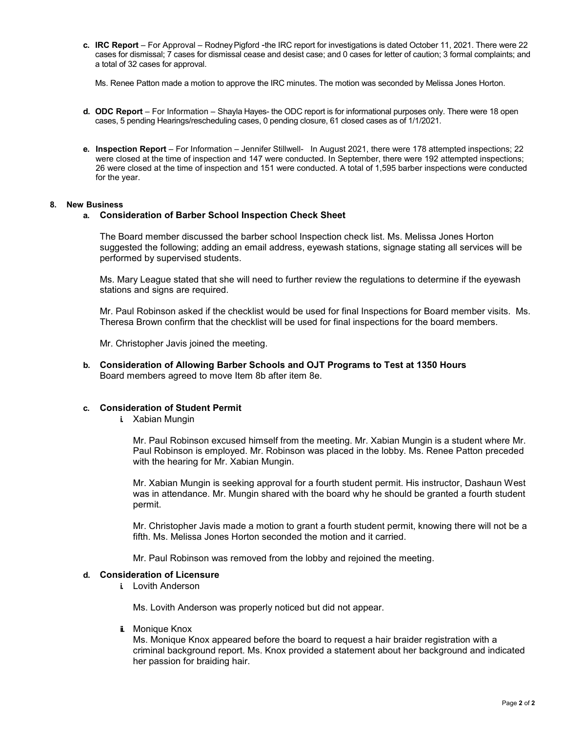c. **IRC Report** – For Approval – Rodney Pigford -the IRC report for investigations is dated October 11, 2021. There were 22 cases for dismissal; 7 cases for dismissal cease and desist case; and 0 cases for letter of caution; 3 formal complaints; and a total of 32 cases for approval.

   Ms. Renee Patton made a motion to approve the IRC minutes. The motion was seconded by Melissa Jones Horton.

d. **ODC Report** – For Information – Shayla Hayes- the ODC report is for informational purposes only. There were 18 open cases, 5 pending Hearings/rescheduling cases, 0 pending closure, 61 closed cases as of 1/1/2021.

e. **Inspection Report** – For Information – Jennifer Stillwell- In August 2021, there were 178 attempted inspections; 22 were closed at the time of inspection and 147 were conducted. In September, there were 192 attempted inspections; 26 were closed at the time of inspection and 151 were conducted. A total of 1,595 barber inspections were conducted for the year.

**8. New Business**

a. **Consideration of Barber School Inspection Check Sheet**

   The Board member discussed the barber school Inspection check list. Ms. Melissa Jones Horton suggested the following; adding an email address, eyewash stations, signage stating all services will be performed by supervised students.

   Ms. Mary League stated that she will need to further review the regulations to determine if the eyewash stations and signs are required.

   Mr. Paul Robinson asked if the checklist would be used for final Inspections for Board member visits. Ms. Theresa Brown confirm that the checklist will be used for final inspections for the board members.

   Mr. Christopher Javis joined the meeting.

b. **Consideration of Allowing Barber Schools and OJT Programs to Test at 1350 Hours**
   Board members agreed to move Item 8b after item 8e.

c. **Consideration of Student Permit**

   i. Xabian Mungin

      Mr. Paul Robinson excused himself from the meeting. Mr. Xabian Mungin is a student where Mr. Paul Robinson is employed. Mr. Robinson was placed in the lobby. Ms. Renee Patton preceded with the hearing for Mr. Xabian Mungin.

      Mr. Xabian Mungin is seeking approval for a fourth student permit. His instructor, Dashaun West was in attendance. Mr. Mungin shared with the board why he should be granted a fourth student permit.

      Mr. Christopher Javis made a motion to grant a fourth student permit, knowing there will not be a fifth. Ms. Melissa Jones Horton seconded the motion and it carried.

      Mr. Paul Robinson was removed from the lobby and rejoined the meeting.

d. **Consideration of Licensure**

   i. Lovith Anderson

      Ms. Lovith Anderson was properly noticed but did not appear.

   ii. Monique Knox
      Ms. Monique Knox appeared before the board to request a hair braider registration with a criminal background report. Ms. Knox provided a statement about her background and indicated her passion for braiding hair.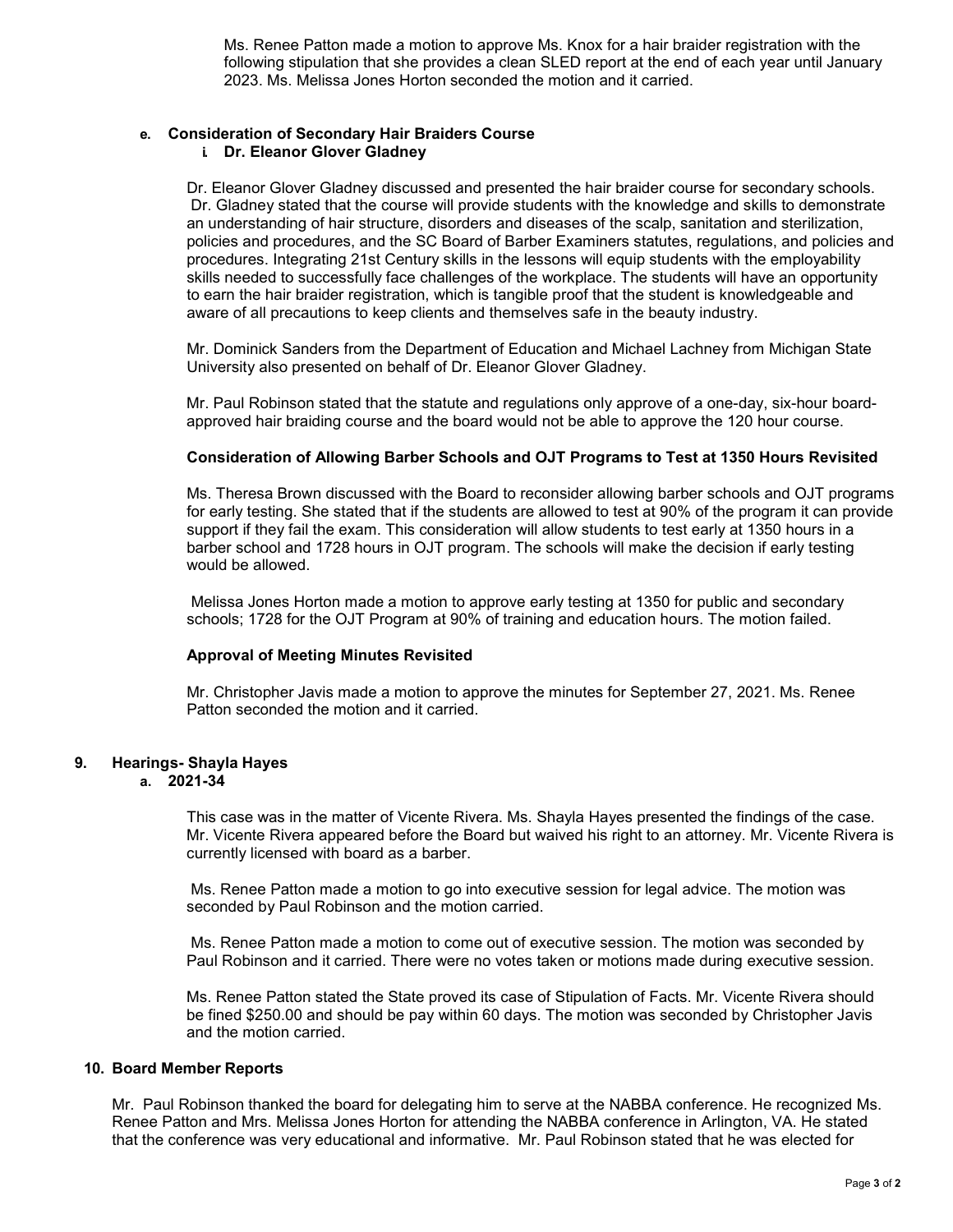Ms. Renee Patton made a motion to approve Ms. Knox for a hair braider registration with the following stipulation that she provides a clean SLED report at the end of each year until January 2023. Ms. Melissa Jones Horton seconded the motion and it carried.

**e. Consideration of Secondary Hair Braiders Course**

**i. Dr. Eleanor Glover Gladney**

Dr. Eleanor Glover Gladney discussed and presented the hair braider course for secondary schools. Dr. Gladney stated that the course will provide students with the knowledge and skills to demonstrate an understanding of hair structure, disorders and diseases of the scalp, sanitation and sterilization, policies and procedures, and the SC Board of Barber Examiners statutes, regulations, and policies and procedures. Integrating 21st Century skills in the lessons will equip students with the employability skills needed to successfully face challenges of the workplace. The students will have an opportunity to earn the hair braider registration, which is tangible proof that the student is knowledgeable and aware of all precautions to keep clients and themselves safe in the beauty industry.

Mr. Dominick Sanders from the Department of Education and Michael Lachney from Michigan State University also presented on behalf of Dr. Eleanor Glover Gladney.

Mr. Paul Robinson stated that the statute and regulations only approve of a one-day, six-hour board-approved hair braiding course and the board would not be able to approve the 120 hour course.

**Consideration of Allowing Barber Schools and OJT Programs to Test at 1350 Hours Revisited**

Ms. Theresa Brown discussed with the Board to reconsider allowing barber schools and OJT programs for early testing. She stated that if the students are allowed to test at 90% of the program it can provide support if they fail the exam. This consideration will allow students to test early at 1350 hours in a barber school and 1728 hours in OJT program. The schools will make the decision if early testing would be allowed.

Melissa Jones Horton made a motion to approve early testing at 1350 for public and secondary schools; 1728 for the OJT Program at 90% of training and education hours. The motion failed.

**Approval of Meeting Minutes Revisited**

Mr. Christopher Javis made a motion to approve the minutes for September 27, 2021. Ms. Renee Patton seconded the motion and it carried.

## 9. Hearings- Shayla Hayes

**a. 2021-34**

This case was in the matter of Vicente Rivera. Ms. Shayla Hayes presented the findings of the case. Mr. Vicente Rivera appeared before the Board but waived his right to an attorney. Mr. Vicente Rivera is currently licensed with board as a barber.

Ms. Renee Patton made a motion to go into executive session for legal advice. The motion was seconded by Paul Robinson and the motion carried.

Ms. Renee Patton made a motion to come out of executive session. The motion was seconded by Paul Robinson and it carried. There were no votes taken or motions made during executive session.

Ms. Renee Patton stated the State proved its case of Stipulation of Facts. Mr. Vicente Rivera should be fined $250.00 and should be pay within 60 days. The motion was seconded by Christopher Javis and the motion carried.

## 10. Board Member Reports

Mr. Paul Robinson thanked the board for delegating him to serve at the NABBA conference. He recognized Ms. Renee Patton and Mrs. Melissa Jones Horton for attending the NABBA conference in Arlington, VA. He stated that the conference was very educational and informative. Mr. Paul Robinson stated that he was elected for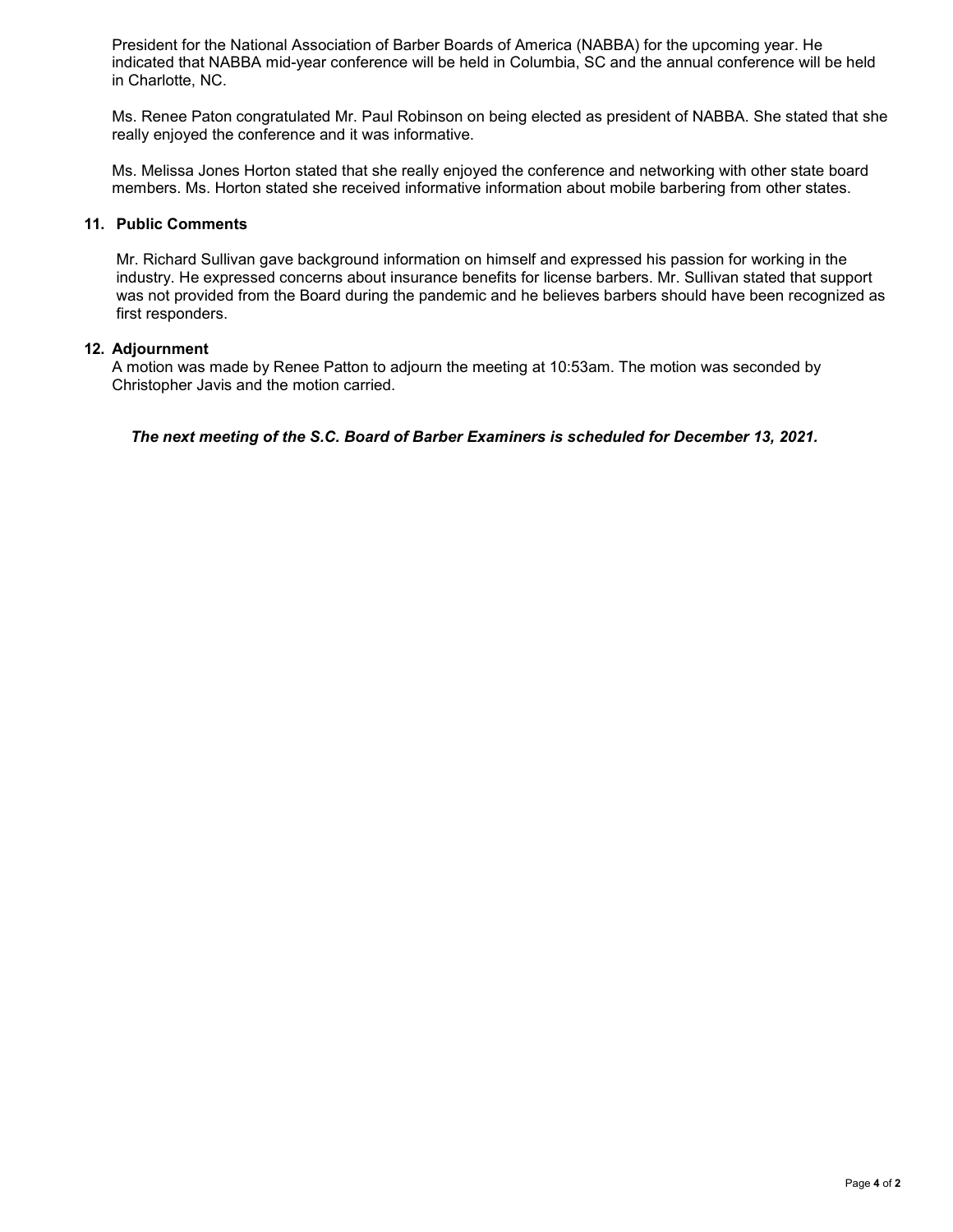President for the National Association of Barber Boards of America (NABBA) for the upcoming year. He indicated that NABBA mid-year conference will be held in Columbia, SC and the annual conference will be held in Charlotte, NC.

Ms. Renee Paton congratulated Mr. Paul Robinson on being elected as president of NABBA. She stated that she really enjoyed the conference and it was informative.

Ms. Melissa Jones Horton stated that she really enjoyed the conference and networking with other state board members. Ms. Horton stated she received informative information about mobile barbering from other states.

**11. Public Comments**

Mr. Richard Sullivan gave background information on himself and expressed his passion for working in the industry. He expressed concerns about insurance benefits for license barbers. Mr. Sullivan stated that support was not provided from the Board during the pandemic and he believes barbers should have been recognized as first responders.

**12. Adjournment**

A motion was made by Renee Patton to adjourn the meeting at 10:53am. The motion was seconded by Christopher Javis and the motion carried.

***The next meeting of the S.C. Board of Barber Examiners is scheduled for December 13, 2021.***